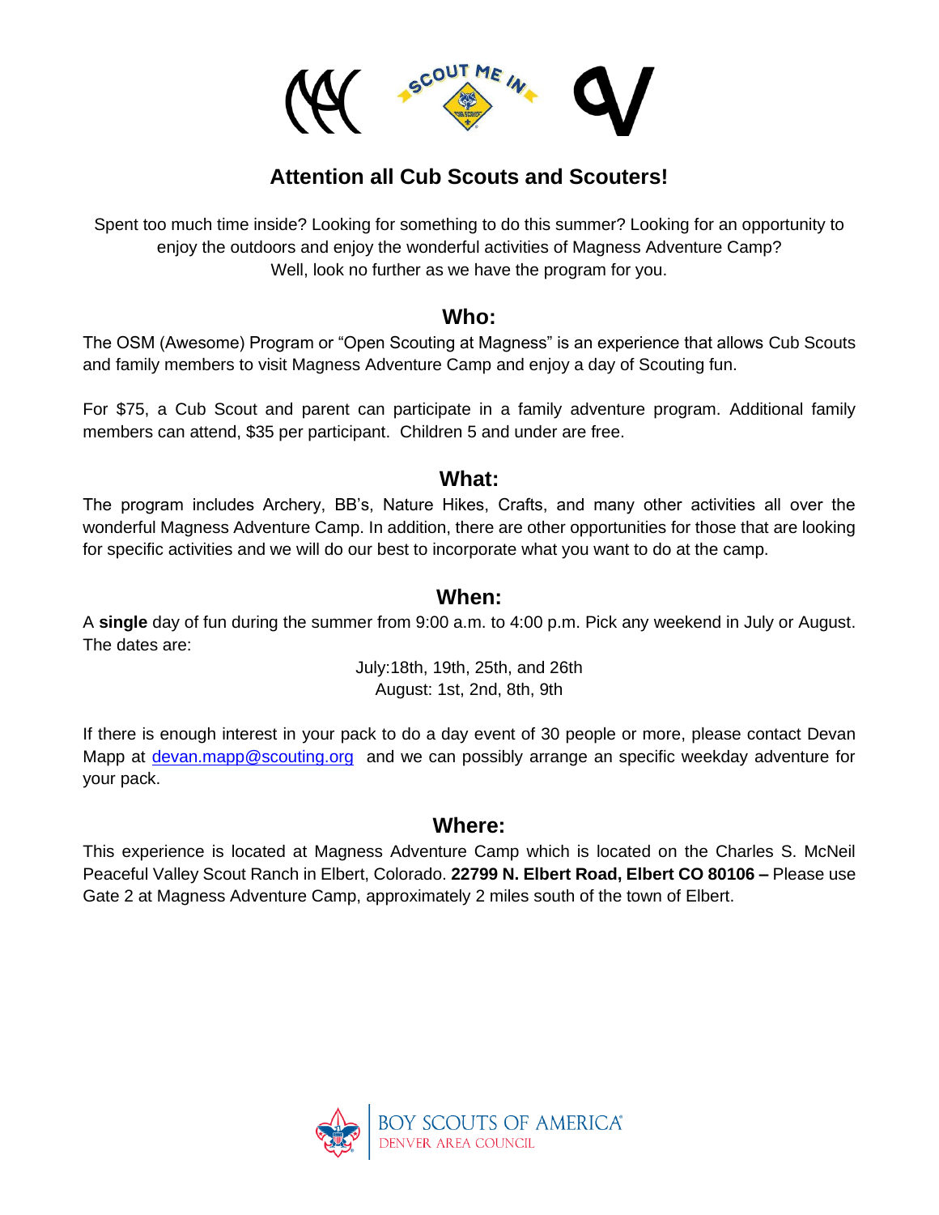## Attention all Cub Scouts and Scouters!

Spent too much time inside? Looking for something to do this summer? Looking for an opportunity to enjoy the outdoors and enjoy the wonderful activities of Magness Adventure Camp? Well, look no further as we have the program for you.

### Who:

The OSM (Awesome) Program or "Open Scouting at Magness" is an experience that allows Cub Scouts and family members to visit Magness Adventure Camp and enjoy a day of Scouting fun.

For $75, a Cub Scout and parent can participate in a family adventure program. Additional family members can attend, $35 per participant. Children 5 and under are free.

### What:

The program includes Archery, BB's, Nature Hikes, Crafts, and many other activities all over the wonderful Magness Adventure Camp. In addition, there are other opportunities for those that are looking for specific activities and we will do our best to incorporate what you want to do at the camp.

### When:

A **single** day of fun during the summer from 9:00 a.m. to 4:00 p.m. Pick any weekend in July or August. The dates are:

July:18th, 19th, 25th, and 26th
August: 1st, 2nd, 8th, 9th

If there is enough interest in your pack to do a day event of 30 people or more, please contact Devan Mapp at devan.mapp@scouting.org and we can possibly arrange an specific weekday adventure for your pack.

### Where:

This experience is located at Magness Adventure Camp which is located on the Charles S. McNeil Peaceful Valley Scout Ranch in Elbert, Colorado. **22799 N. Elbert Road, Elbert CO 80106 –** Please use Gate 2 at Magness Adventure Camp, approximately 2 miles south of the town of Elbert.

BOY SCOUTS OF AMERICA
DENVER AREA COUNCIL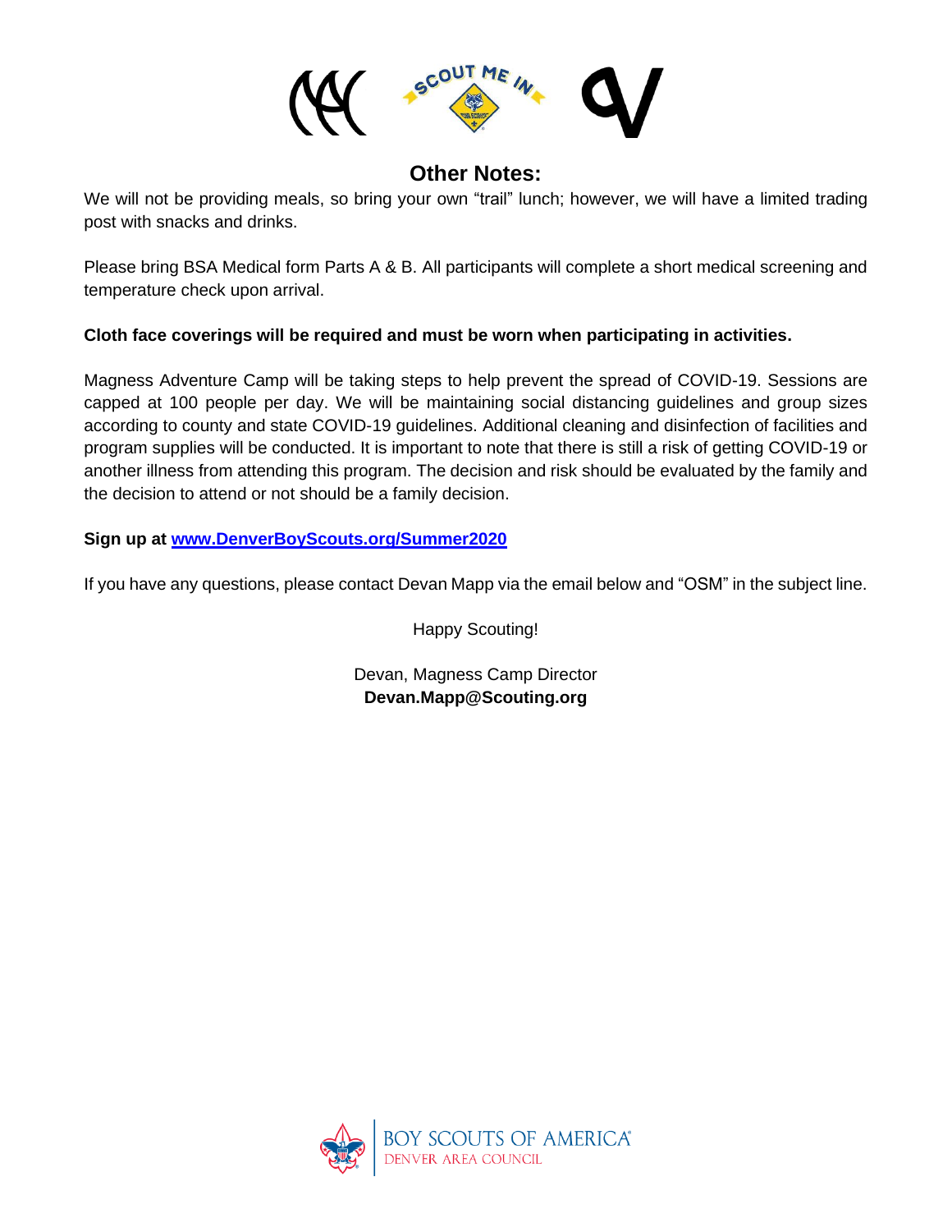## Other Notes:

We will not be providing meals, so bring your own "trail" lunch; however, we will have a limited trading post with snacks and drinks.

Please bring BSA Medical form Parts A & B. All participants will complete a short medical screening and temperature check upon arrival.

**Cloth face coverings will be required and must be worn when participating in activities.**

Magness Adventure Camp will be taking steps to help prevent the spread of COVID-19. Sessions are capped at 100 people per day. We will be maintaining social distancing guidelines and group sizes according to county and state COVID-19 guidelines. Additional cleaning and disinfection of facilities and program supplies will be conducted. It is important to note that there is still a risk of getting COVID-19 or another illness from attending this program. The decision and risk should be evaluated by the family and the decision to attend or not should be a family decision.

**Sign up at [www.DenverBoyScouts.org/Summer2020](http://www.DenverBoyScouts.org/Summer2020)**

If you have any questions, please contact Devan Mapp via the email below and "OSM" in the subject line.

Happy Scouting!

Devan, Magness Camp Director
**Devan.Mapp@Scouting.org**

BOY SCOUTS OF AMERICA
DENVER AREA COUNCIL